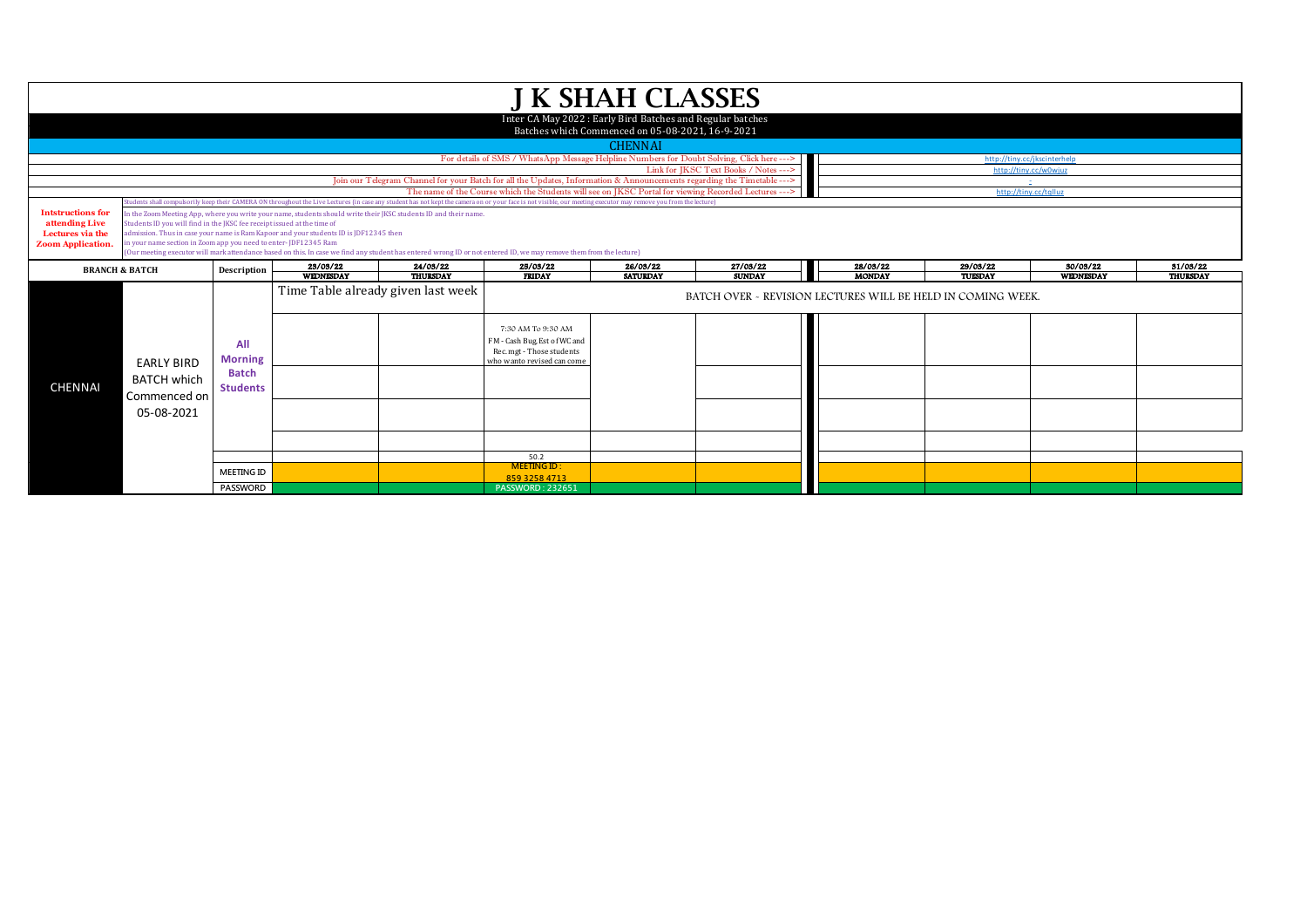# J K SHAH CLASSES

Inter CA May 2022 : Early Bird Batches and Regular batches

Batches which Commenced on 05-08-2021, 16-9-2021

## CHENNAI

| | |
|---|---|
| For details of SMS / WhatsApp Message Helpline Numbers for Doubt Solving, Click here ---> | http://tiny.cc/jkscinterhelp |
| Link for JKSC Text Books / Notes ---> | http://tiny.cc/w0wjuz |
| Join our Telegram Channel for your Batch for all the Updates, Information & Announcements regarding the Timetable ---> | - |
| The name of the Course which the Students will see on JKSC Portal for viewing Recorded Lectures ---> | http://tiny.cc/tglluz |

**Intstructions for attending Live Lectures via the Zoom Application.**

Students shall compulsorily keep their CAMERA ON throughout the Live Lectures (in case any student has not kept the camera on or your face is not visible, our meeting executor may remove you from the lecture)

In the Zoom Meeting App, where you write your name, students should write their JKSC students ID and their name.
Students ID you will find in the JKSC fee receipt issued at the time of admission. Thus in case your name is Ram Kapour and your students ID is JDF12345 then in your name section in Zoom app you need to enter- JDF12345 Ram
(Our meeting executor will mark attendance based on this. In case we find any student has entered wrong ID or not entered ID, we may remove them from the lecture)

| BRANCH & BATCH | | Description | 23/03/22 WEDNESDAY | 24/03/22 THURSDAY | 25/03/22 FRIDAY | 26/03/22 SATURDAY | 27/03/22 SUNDAY | 28/03/22 MONDAY | 29/03/22 TUESDAY | 30/03/22 WEDNESDAY | 31/03/22 THURSDAY |
|---|---|---|---|---|---|---|---|---|---|---|---|
| CHENNAI | EARLY BIRD BATCH which Commenced on 05-08-2021 | All Morning Batch Students | Time Table already given last week | | BATCH OVER - REVISION LECTURES WILL BE HELD IN COMING WEEK. | | | | | | |
| | | | | | 7:30 AM To 9:30 AM FM - Cash Bug Est of WC and Rec.mgt - Those students who wanto revised can come | | | | | | |
| | | | | | | | | | | | |
| | | | | | | | | | | | |
| | | | | | | | | | | | |
| | | | | | 50.2 | | | | | | |
| | | MEETING ID | | | MEETING ID : 859 3258 4713 | | | | | | |
| | | PASSWORD | | | PASSWORD : 232651 | | | | | | |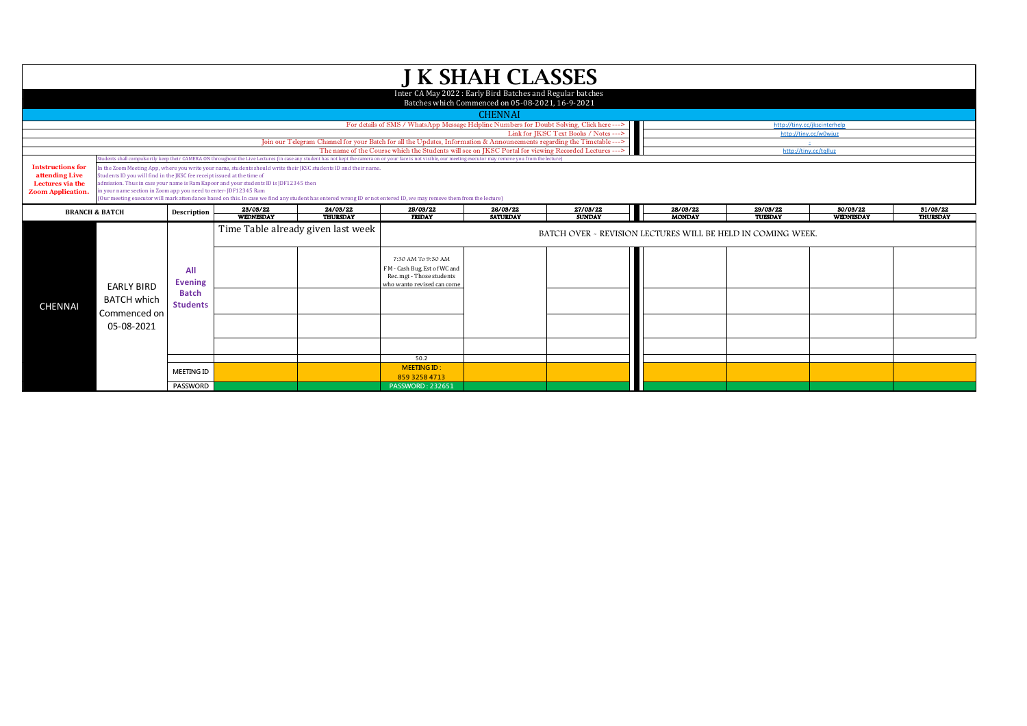# J K SHAH CLASSES

Inter CA May 2022 : Early Bird Batches and Regular batches

Batches which Commenced on 05-08-2021, 16-9-2021

## CHENNAI

| | |
|---|---|
| For details of SMS / WhatsApp Message Helpline Numbers for Doubt Solving, Click here ---> | http://tiny.cc/jkscinterhelp |
| Link for JKSC Text Books / Notes ---> | http://tiny.cc/w0wjuz |
| Join our Telegram Channel for your Batch for all the Updates, Information & Announcements regarding the Timetable ---> | - |
| The name of the Course which the Students will see on JKSC Portal for viewing Recorded Lectures ---> | http://tiny.cc/tglluz |

**Intstructions for attending Live Lectures via the Zoom Application.**

Students shall compulsorily keep their CAMERA ON throughout the Live Lectures (in case any student has not kept the camera on or your face is not visible, our meeting executor may remove you from the lecture)

In the Zoom Meeting App, where you write your name, students should write their JKSC students ID and their name.
Students ID you will find in the JKSC fee receipt issued at the time of admission. Thus in case your name is Ram Kapour and your students ID is JDF12345 then in your name section in Zoom app you need to enter- JDF12345 Ram
(Our meeting executor will mark attendance based on this. In case we find any student has entered wrong ID or not entered ID, we may remove them from the lecture)

| BRANCH & BATCH | | Description | 23/03/22 WEDNESDAY | 24/03/22 THURSDAY | 25/03/22 FRIDAY | 26/03/22 SATURDAY | 27/03/22 SUNDAY | 28/03/22 MONDAY | 29/03/22 TUESDAY | 30/03/22 WEDNESDAY | 31/03/22 THURSDAY |
|---|---|---|---|---|---|---|---|---|---|---|---|
| CHENNAI | EARLY BIRD BATCH which Commenced on 05-08-2021 | All Evening Batch Students | Time Table already given last week | | BATCH OVER - REVISION LECTURES WILL BE HELD IN COMING WEEK. | | | | | | |
| | | | | | 7:30 AM To 9:30 AM FM - Cash Bug, Est of WC and Rec. mgt - Those students who wanto revised can come | | | | | | |
| | | | | | | | | | | | |
| | | | | | | | | | | | |
| | | | | | | | | | | | |
| | | | | | 50.2 | | | | | | |
| | | MEETING ID | | | MEETING ID : 859 3258 4713 | | | | | | |
| | | PASSWORD | | | PASSWORD : 232651 | | | | | | |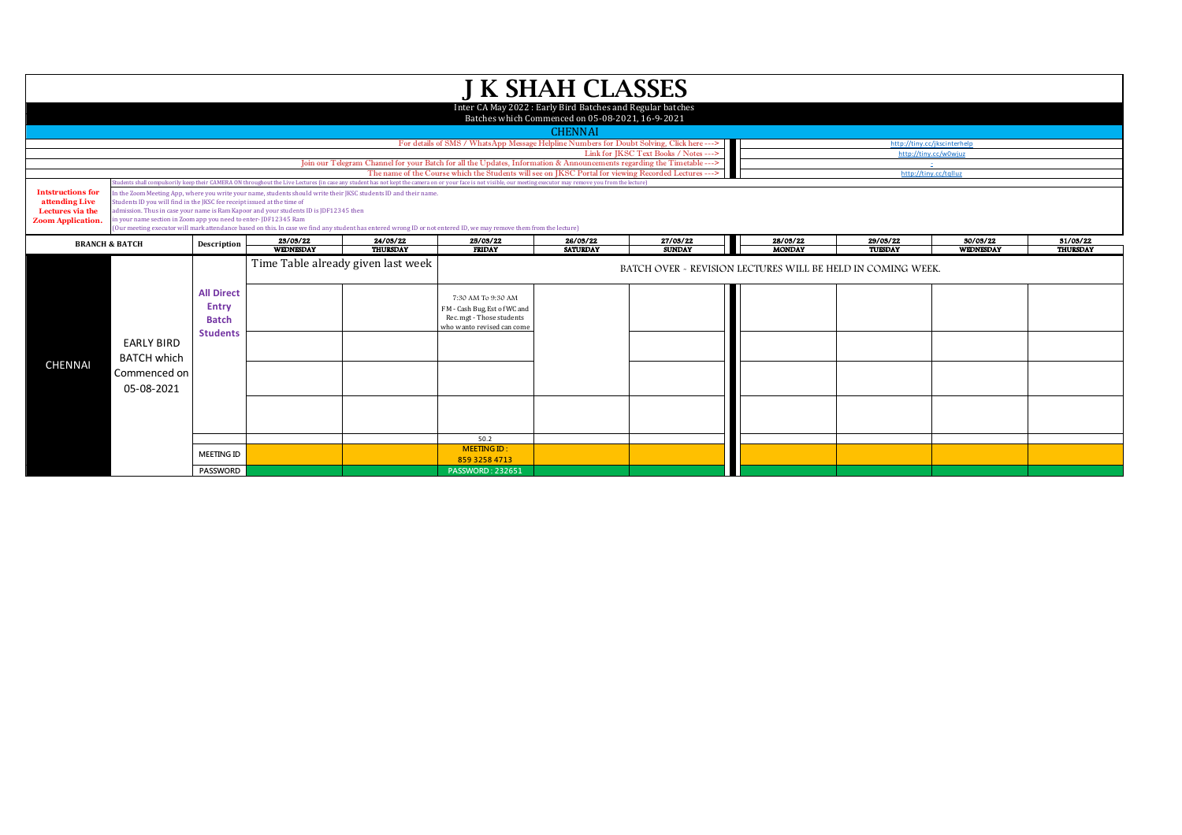# J K SHAH CLASSES

Inter CA May 2022 : Early Bird Batches and Regular batches

Batches which Commenced on 05-08-2021, 16-9-2021

## CHENNAI

| | |
|---|---|
| For details of SMS / WhatsApp Message Helpline Numbers for Doubt Solving, Click here ---> | http://tiny.cc/jkscinterhelp |
| Link for JKSC Text Books / Notes ---> | http://tiny.cc/w0wjuz |
| Join our Telegram Channel for your Batch for all the Updates, Information & Announcements regarding the Timetable ---> | - |
| The name of the Course which the Students will see on JKSC Portal for viewing Recorded Lectures ---> | http://tiny.cc/tglluz |

**Intstructions for attending Live Lectures via the Zoom Application.**

Students shall compulsorily keep their CAMERA ON throughout the Live Lectures (in case any student has not kept the camera on or your face is not visible, our meeting executor may remove you from the lecture)

In the Zoom Meeting App, where you write your name, students should write their JKSC students ID and their name.
Students ID you will find in the JKSC fee receipt issued at the time of admission. Thus in case your name is Ram Kapoor and your students ID is JDF12345 then in your name section in Zoom app you need to enter- JDF12345 Ram
(Our meeting executor will mark attendance based on this. In case we find any student has entered wrong ID or not entered ID, we may remove them from the lecture)

| BRANCH & BATCH | | Description | 23/03/22 WEDNESDAY | 24/03/22 THURSDAY | 25/03/22 FRIDAY | 26/03/22 SATURDAY | 27/03/22 SUNDAY | 28/03/22 MONDAY | 29/03/22 TUESDAY | 30/03/22 WEDNESDAY | 31/03/22 THURSDAY |
|---|---|---|---|---|---|---|---|---|---|---|---|
| CHENNAI | EARLY BIRD BATCH which Commenced on 05-08-2021 | | Time Table already given last week | | BATCH OVER - REVISION LECTURES WILL BE HELD IN COMING WEEK. | | | | | | |
| | | All Direct Entry Batch Students | | | 7:30 AM To 9:30 AM FM - Cash Bug, Est o f WC and Rec. mgt - Those students who wanto revised can come | | | | | | |
| | | | | | | | | | | | |
| | | | | | | | | | | | |
| | | | | | | | | | | | |
| | | | | | 50.2 | | | | | | |
| | | MEETING ID | | | MEETING ID : 859 3258 4713 | | | | | | |
| | | PASSWORD | | | PASSWORD : 232651 | | | | | | |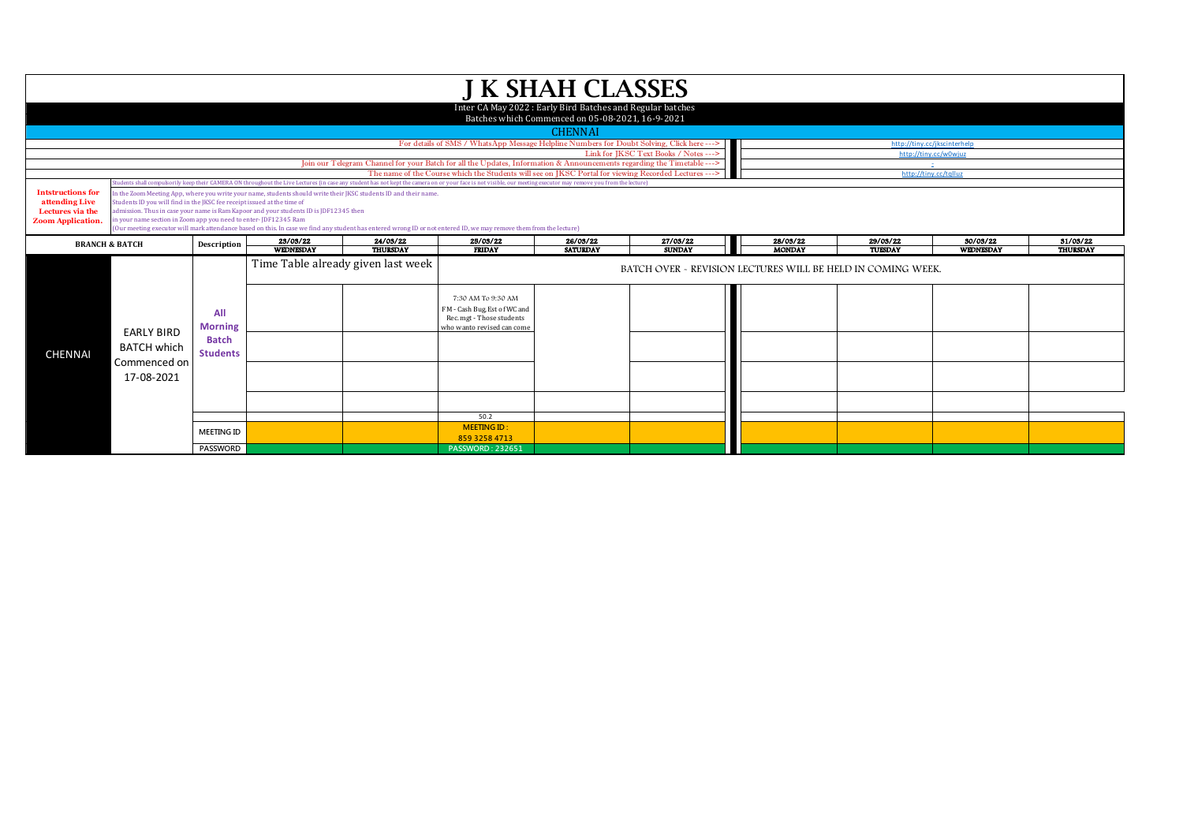# J K SHAH CLASSES

Inter CA May 2022 : Early Bird Batches and Regular batches

Batches which Commenced on 05-08-2021, 16-9-2021

## CHENNAI

For details of SMS / WhatsApp Message Helpline Numbers for Doubt Solving, Click here ---> http://tiny.cc/jkscinterhelp

Link for JKSC Text Books / Notes ---> http://tiny.cc/w0wjuz

Join our Telegram Channel for your Batch for all the Updates, Information & Announcements regarding the Timetable ---> -

The name of the Course which the Students will see on JKSC Portal for viewing Recorded Lectures ---> http://tiny.cc/tqlluz

**Intstructions for attending Live Lectures via the Zoom Application.**

Students shall compulsorily keep their CAMERA ON throughout the Live Lectures (in case any student has not kept the camera on or your face is not visible, our meeting executor may remove you from the lecture)

In the Zoom Meeting App, where you write your name, students should write their JKSC students ID and their name.
Students ID you will find in the JKSC fee receipt issued at the time of admission. Thus in case your name is Ram Kapoor and your students ID is JDF12345 then in your name section in Zoom app you need to enter- JDF12345 Ram
(Our meeting executor will mark attendance based on this. In case we find any student has entered wrong ID or not entered ID, we may remove them from the lecture)

| BRANCH & BATCH | | Description | 23/03/22 WEDNESDAY | 24/03/22 THURSDAY | 25/03/22 FRIDAY | 26/03/22 SATURDAY | 27/03/22 SUNDAY | 28/03/22 MONDAY | 29/03/22 TUESDAY | 30/03/22 WEDNESDAY | 31/03/22 THURSDAY |
|---|---|---|---|---|---|---|---|---|---|---|---|
| CHENNAI | EARLY BIRD BATCH which Commenced on 17-08-2021 | All Morning Batch Students | Time Table already given last week | | BATCH OVER - REVISION LECTURES WILL BE HELD IN COMING WEEK. | | | | | | |
| | | | | | 7:30 AM To 9:30 AM FM - Cash Bug, Est of WC and Rec. mgt - Those students who wanto revised can come | | | | | | |
| | | | | | | | | | | | |
| | | | | | | | | | | | |
| | | | | | | | | | | | |
| | | | | | 50.2 | | | | | | |
| | | MEETING ID | | | MEETING ID : 859 3258 4713 | | | | | | |
| | | PASSWORD | | | PASSWORD : 232651 | | | | | | |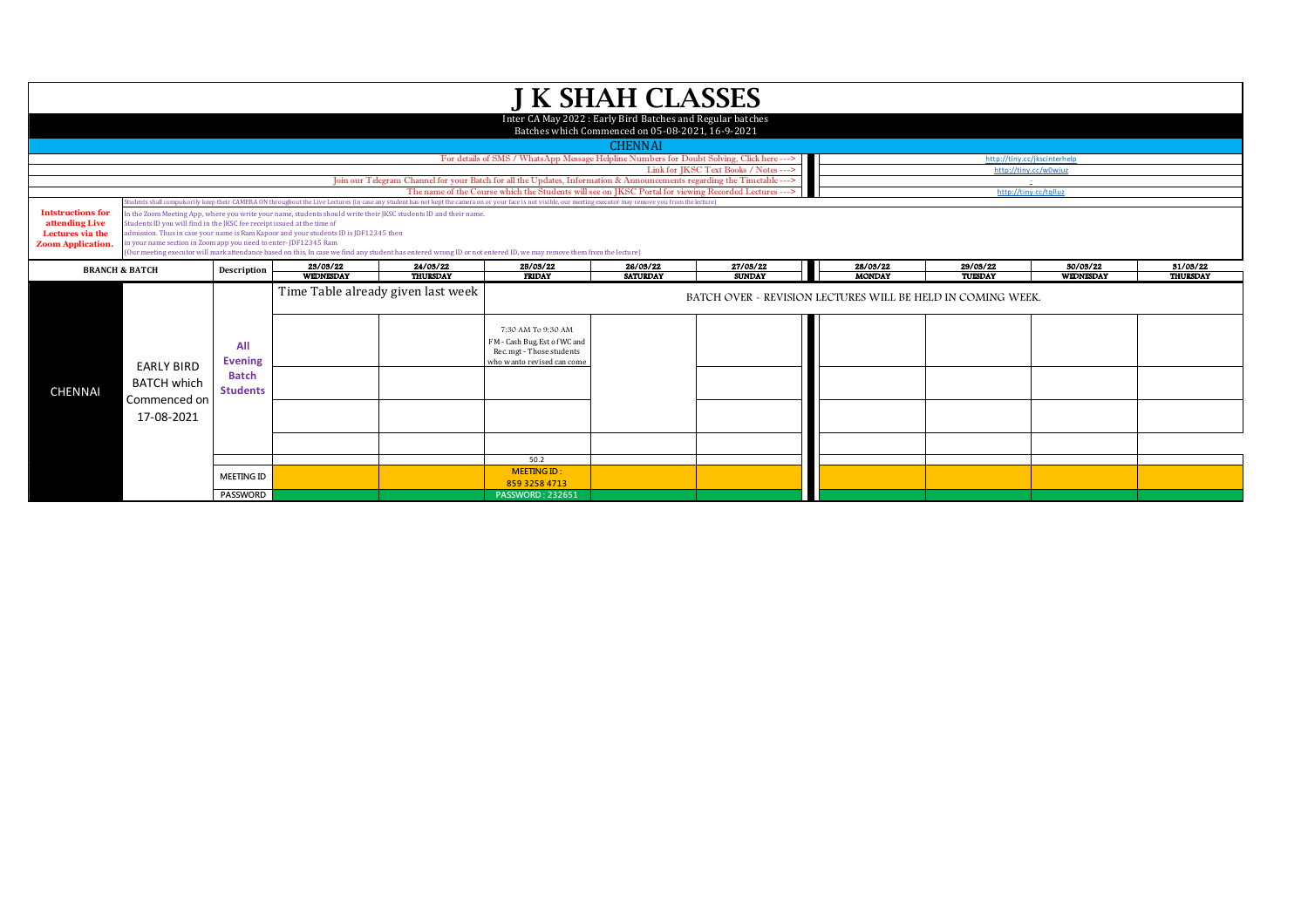# J K SHAH CLASSES

Inter CA May 2022 : Early Bird Batches and Regular batches

Batches which Commenced on 05-08-2021, 16-9-2021

## CHENNAI

| | |
|---|---|
| For details of SMS / WhatsApp Message Helpline Numbers for Doubt Solving, Click here ---> | http://tiny.cc/jkscinterhelp |
| Link for JKSC Text Books / Notes ---> | http://tiny.cc/w0wjuz |
| Join our Telegram Channel for your Batch for all the Updates, Information & Announcements regarding the Timetable ---> | - |
| The name of the Course which the Students will see on JKSC Portal for viewing Recorded Lectures ---> | http://tiny.cc/tqlluz |

Students shall compulsorily keep their CAMERA ON throughout the Live Lectures (in case any student has not kept the camera on or your face is not visible, our meeting executor may remove you from the lecture)

**Intstructions for attending Live Lectures via the Zoom Application.**

In the Zoom Meeting App, where you write your name, students should write their JKSC students ID and their name.
Students ID you will find in the JKSC fee receipt issued at the time of admission. Thus in case your name is Ram Kapoor and your students ID is JDF12345 then in your name section in Zoom app you need to enter- JDF12345 Ram
(Our meeting executor will mark attendance based on this. In case we find any student has entered wrong ID or not entered ID, we may remove them from the lecture)

| BRANCH & BATCH | | Description | 23/03/22 WEDNESDAY | 24/03/22 THURSDAY | 25/03/22 FRIDAY | 26/03/22 SATURDAY | 27/03/22 SUNDAY | 28/03/22 MONDAY | 29/03/22 TUESDAY | 30/03/22 WEDNESDAY | 31/03/22 THURSDAY |
|---|---|---|---|---|---|---|---|---|---|---|---|
| CHENNAI | EARLY BIRD BATCH which Commenced on 17-08-2021 | All Evening Batch Students | Time Table already given last week | | BATCH OVER - REVISION LECTURES WILL BE HELD IN COMING WEEK. | | | | | | |
| | | | | | 7:30 AM To 9:30 AM FM - Cash Bug, Est of WC and Rec. mgt - Those students who wanto revised can come | | | | | | |
| | | | | | | | | | | | |
| | | | | | | | | | | | |
| | | | | | | | | | | | |
| | | | | | 50.2 | | | | | | |
| | | MEETING ID | | | MEETING ID : 859 3258 4713 | | | | | | |
| | | PASSWORD | | | PASSWORD : 232651 | | | | | | |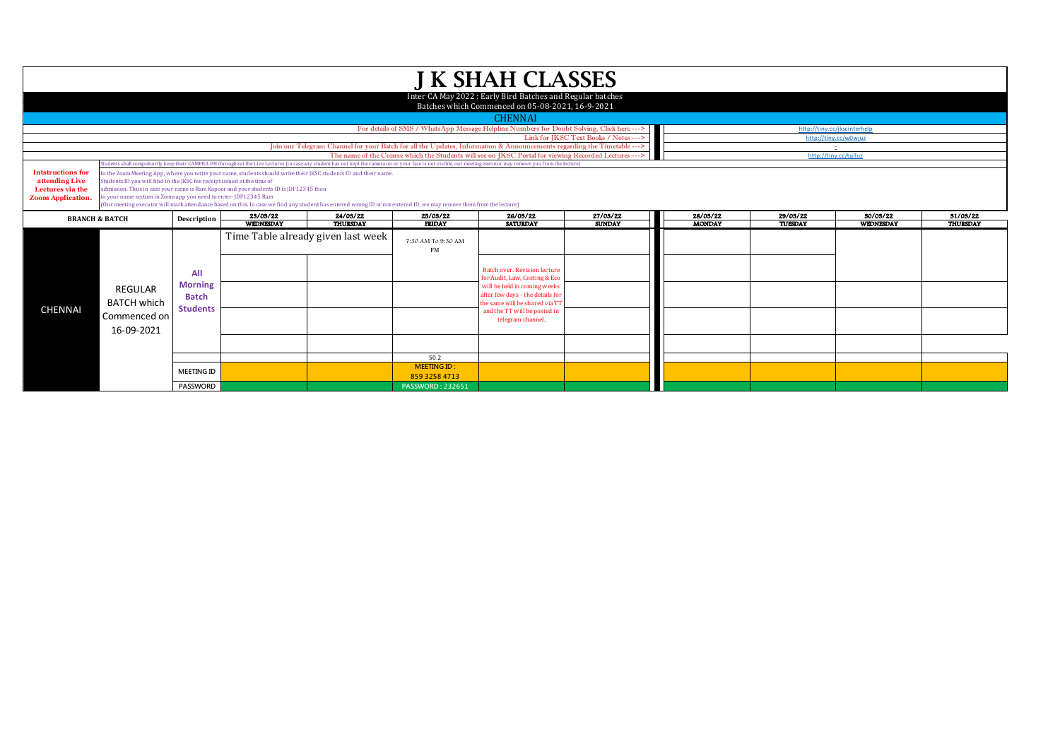# J K SHAH CLASSES

Inter CA May 2022 : Early Bird Batches and Regular batches

Batches which Commenced on 05-08-2021, 16-9-2021

## CHENNAI

| | |
|---|---|
| For details of SMS / WhatsApp Message Helpline Numbers for Doubt Solving, Click here ---> | http://tiny.cc/jkscinterhelp |
| Link for JKSC Text Books / Notes ---> | http://tiny.cc/w0wjuz |
| Join our Telegram Channel for your Batch for all the Updates, Information & Announcements regarding the Timetable ---> | - |
| The name of the Course which the Students will see on JKSC Portal for viewing Recorded Lectures ---> | http://tiny.cc/tqlluz |

**Intstructions for attending Live Lectures via the Zoom Application.**

Students shall compulsorily keep their CAMERA ON throughout the Live Lectures (in case any student has not kept the camera on or your face is not visible, our meeting executor may remove you from the lecture)

In the Zoom Meeting App, where you write your name, students should write their JKSC students ID and their name.
Students ID you will find in the JKSC fee receipt issued at the time of
admission. Thus in case your name is Ram Kapour and your students ID is JDF12345 then
in your name section in Zoom app you need to enter- JDF12345 Ram
(Our meeting executor will mark attendance based on this. In case we find any student has entered wrong ID or not entered ID, we may remove them from the lecture)

| BRANCH & BATCH | | Description | 23/03/22 WEDNESDAY | 24/03/22 THURSDAY | 25/03/22 FRIDAY | 26/03/22 SATURDAY | 27/03/22 SUNDAY | 28/03/22 MONDAY | 29/03/22 TUESDAY | 30/03/22 WEDNESDAY | 31/03/22 THURSDAY |
|---|---|---|---|---|---|---|---|---|---|---|---|
| CHENNAI | REGULAR BATCH which Commenced on 16-09-2021 | All Morning Batch Students | Time Table already given last week | | 7:30 AM To 9:30 AM FM | Batch over. Revision lecture for Audit, Law, Costing & Eco will be held in coming weeks after few days - the details for the same will be shared via TT and the TT will be posted in telegram channel. | | | | | |
| | | | | | 50.2 | | | | | | |
| | | MEETING ID | | | MEETING ID : 859 3258 4713 | | | | | | |
| | | PASSWORD | | | PASSWORD : 232651 | | | | | | |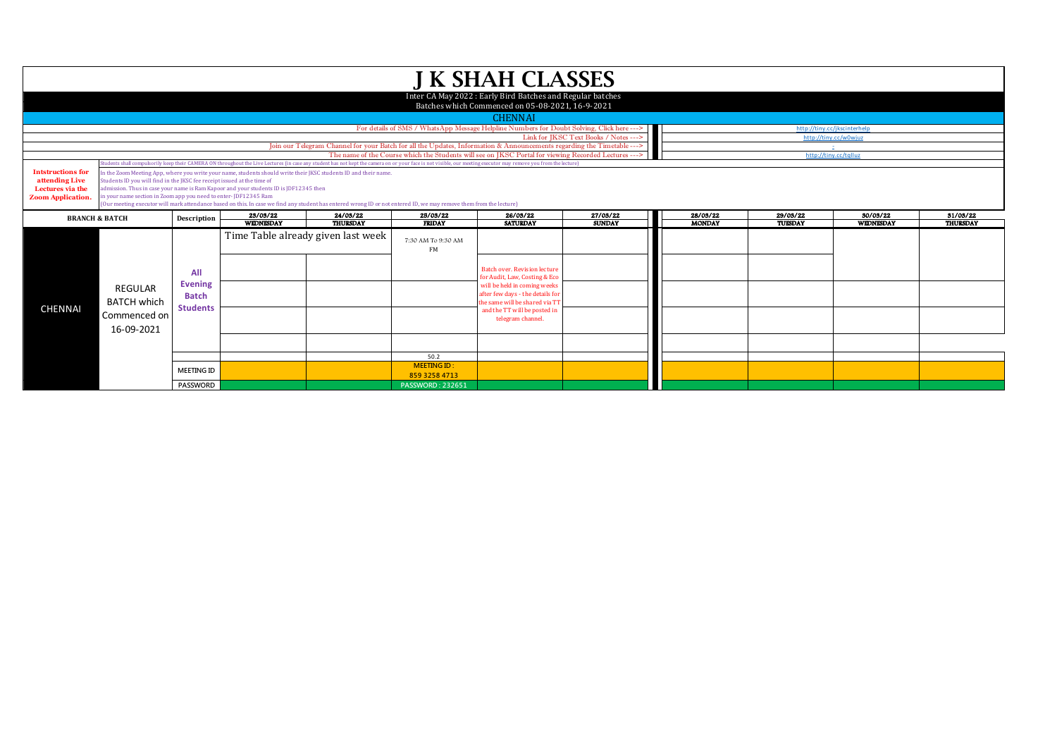# J K SHAH CLASSES

Inter CA May 2022 : Early Bird Batches and Regular batches

Batches which Commenced on 05-08-2021, 16-9-2021

## CHENNAI

| | |
|---|---|
| For details of SMS / WhatsApp Message Helpline Numbers for Doubt Solving, Click here ---> | http://tiny.cc/jkscinterhelp |
| Link for JKSC Text Books / Notes ---> | http://tiny.cc/w0wjuz |
| Join our Telegram Channel for your Batch for all the Updates, Information & Announcements regarding the Timetable ---> | - |
| The name of the Course which the Students will see on JKSC Portal for viewing Recorded Lectures ---> | http://tiny.cc/tqlluz |

**Intstructions for attending Live Lectures via the Zoom Application.**

Students shall compulsorily keep their CAMERA ON throughout the Live Lectures (in case any student has not kept the camera on or your face is not visible, our meeting executor may remove you from the lecture)

In the Zoom Meeting App, where you write your name, students should write their JKSC students ID and their name.
Students ID you will find in the JKSC fee receipt issued at the time of admission. Thus in case your name is Ram Kapour and your students ID is JDF12345 then in your name section in Zoom app you need to enter- JDF12345 Ram
(Our meeting executor will mark attendance based on this. In case we find any student has entered wrong ID or not entered ID, we may remove them from the lecture)

| BRANCH & BATCH | | Description | 23/03/22 WEDNESDAY | 24/03/22 THURSDAY | 25/03/22 FRIDAY | 26/03/22 SATURDAY | 27/03/22 SUNDAY | 28/03/22 MONDAY | 29/03/22 TUESDAY | 30/03/22 WEDNESDAY | 31/03/22 THURSDAY |
|---|---|---|---|---|---|---|---|---|---|---|---|
| CHENNAI | REGULAR BATCH which Commenced on 16-09-2021 | All Evening Batch Students | Time Table already given last week | | 7:30 AM To 9:30 AM FM | Batch over. Revision lecture for Audit, Law, Costing & Eco will be held in coming weeks after few days - the details for the same will be shared via TT and the TT will be posted in telegram channel. | | | | | |
| | | | | | 50.2 | | | | | | |
| | | MEETING ID | | | MEETING ID : 859 3258 4713 | | | | | | |
| | | PASSWORD | | | PASSWORD : 232651 | | | | | | |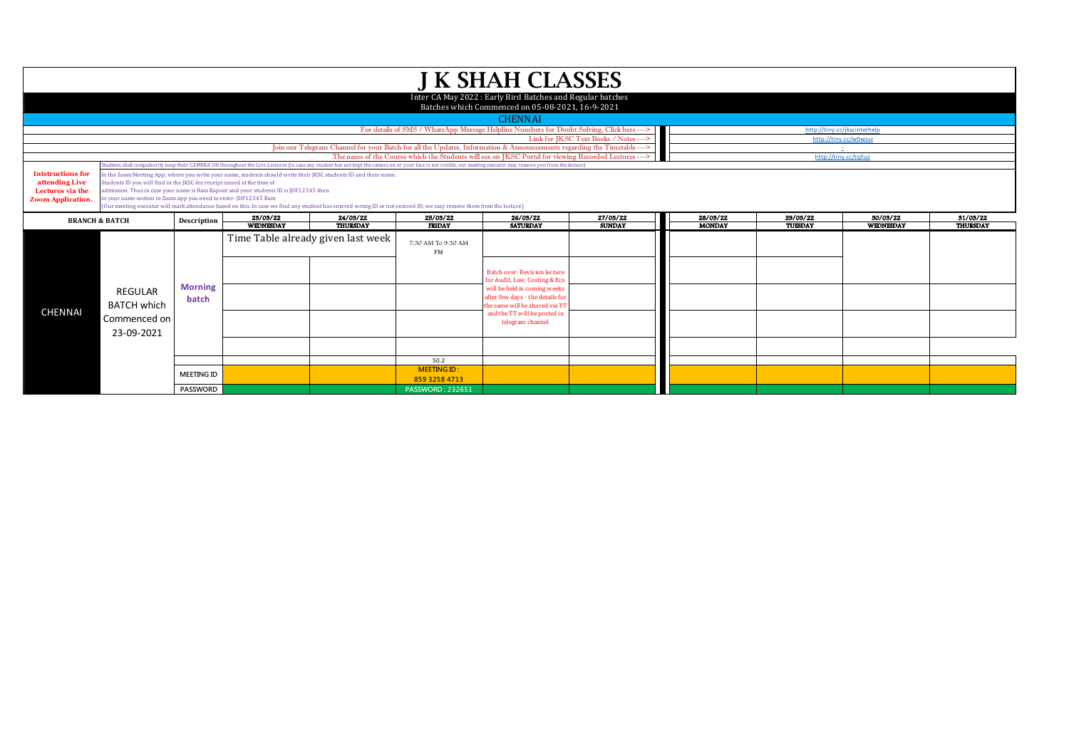# J K SHAH CLASSES

Inter CA May 2022 : Early Bird Batches and Regular batches
Batches which Commenced on 05-08-2021, 16-9-2021

## CHENNAI

| | |
|---|---|
| For details of SMS / WhatsApp Message Helpline Numbers for Doubt Solving, Click here ---> | http://tiny.cc/jkscinterhelp |
| Link for JKSC Text Books / Notes ---> | http://tiny.cc/w0wjuz |
| Join our Telegram Channel for your Batch for all the Updates, Information & Announcements regarding the Timetable ---> | - |
| The name of the Course which the Students will see on JKSC Portal for viewing Recorded Lectures ---> | http://tiny.cc/tglluz |

**Intstructions for attending Live Lectures via the Zoom Application.**

Students shall compulsorily keep their CAMERA ON throughout the Live Lectures (in case any student has not kept the camera on or your face is not visible, our meeting executor may remove you from the lecture)

In the Zoom Meeting App, where you write your name, students should write their JKSC students ID and their name.
Students ID you will find in the JKSC fee receipt issued at the time of admission. Thus in case your name is Ram Kapoor and your students ID is JDF12345 then in your name section in Zoom app you need to enter- JDF12345 Ram
(Our meeting executor will mark attendance based on this. In case we find any student has entered wrong ID or not entered ID, we may remove them from the lecture)

| BRANCH & BATCH | | Description | 23/03/22 WEDNESDAY | 24/03/22 THURSDAY | 25/03/22 FRIDAY | 26/03/22 SATURDAY | 27/03/22 SUNDAY | 28/03/22 MONDAY | 29/03/22 TUESDAY | 30/03/22 WEDNESDAY | 31/03/22 THURSDAY |
|---|---|---|---|---|---|---|---|---|---|---|---|
| CHENNAI | REGULAR BATCH which Commenced on 23-09-2021 | Morning batch | Time Table already given last week | | 7:30 AM To 9:30 AM FM | | | | | | |
| | | | | | | Batch over. Revision lecture for Audit, Law, Costing & Eco will be held in coming weeks after few days - the details for the same will be shared via TT and the TT will be posted in telegram channel. | | | | | |
| | | | | | 50.2 | | | | | | |
| | | MEETING ID | | | MEETING ID : 859 3258 4713 | | | | | | |
| | | PASSWORD | | | PASSWORD : 232651 | | | | | | |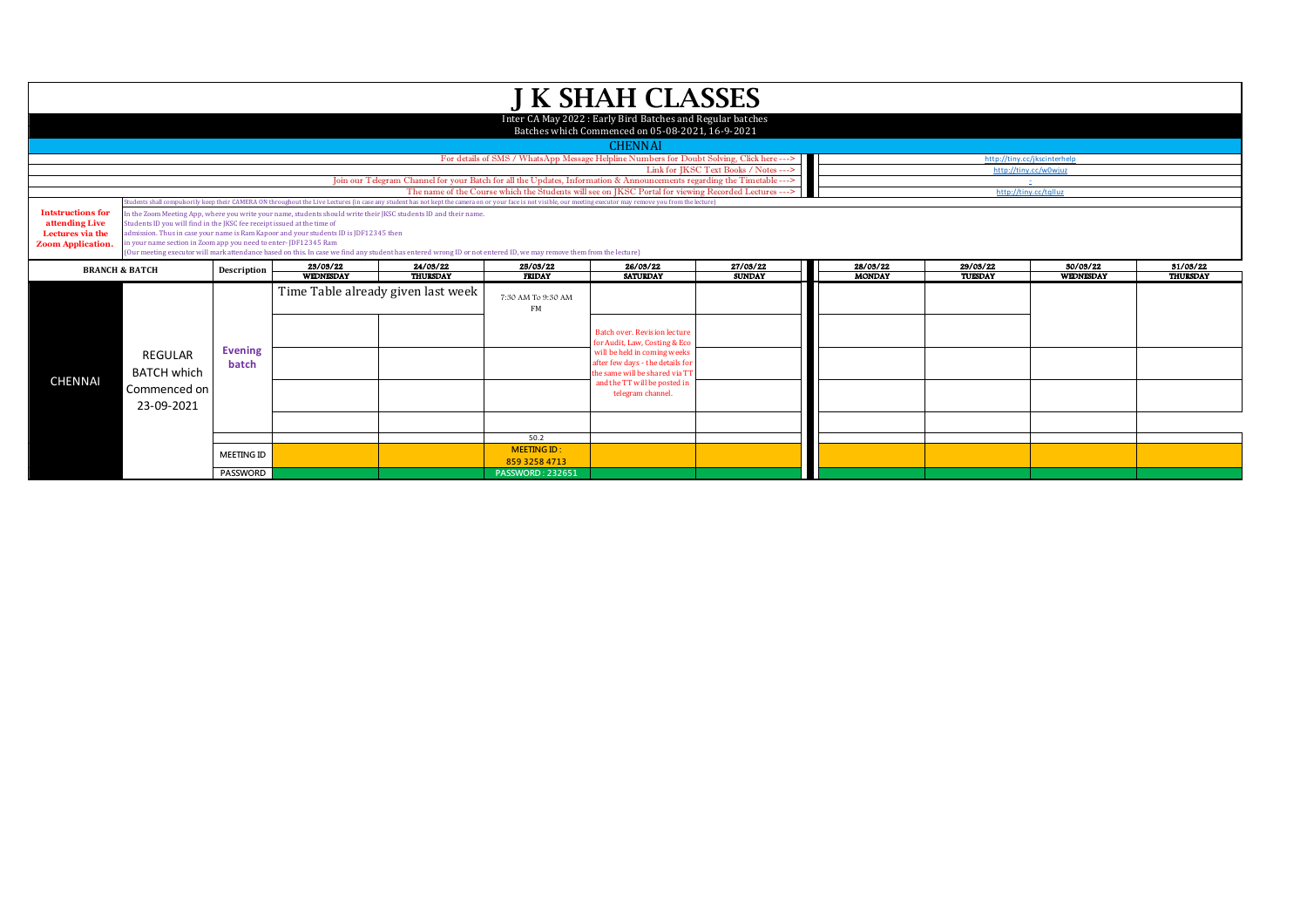# J K SHAH CLASSES

Inter CA May 2022 : Early Bird Batches and Regular batches
Batches which Commenced on 05-08-2021, 16-9-2021

## CHENNAI

| | |
|---|---|
| For details of SMS / WhatsApp Message Helpline Numbers for Doubt Solving, Click here ---> | http://tiny.cc/jkscinterhelp |
| Link for JKSC Text Books / Notes ---> | http://tiny.cc/w0wjuz |
| Join our Telegram Channel for your Batch for all the Updates, Information & Announcements regarding the Timetable ---> | - |
| The name of the Course which the Students will see on JKSC Portal for viewing Recorded Lectures ---> | http://tiny.cc/tglluz |

**Intstructions for attending Live Lectures via the Zoom Application.**

Students shall compulsorily keep their CAMERA ON throughout the Live Lectures (in case any student has not kept the camera on or your face is not visible, our meeting executor may remove you from the lecture)

In the Zoom Meeting App, where you write your name, students should write their JKSC students ID and their name.
Students ID you will find in the JKSC fee receipt issued at the time of admission. Thus in case your name is Ram Kapoor and your students ID is JDF12345 then in your name section in Zoom app you need to enter- JDF12345 Ram
(Our meeting executor will mark attendance based on this. In case we find any student has entered wrong ID or not entered ID, we may remove them from the lecture)

| BRANCH & BATCH | | Description | 23/03/22 WEDNESDAY | 24/03/22 THURSDAY | 25/03/22 FRIDAY | 26/03/22 SATURDAY | 27/03/22 SUNDAY | 28/03/22 MONDAY | 29/03/22 TUESDAY | 30/03/22 WEDNESDAY | 31/03/22 THURSDAY |
|---|---|---|---|---|---|---|---|---|---|---|---|
| CHENNAI | REGULAR BATCH which Commenced on 23-09-2021 | Evening batch | Time Table already given last week | | 7:30 AM To 9:30 AM FM | | | | | | |
| | | | | | | Batch over. Revision lecture for Audit, Law, Costing & Eco will be held in coming weeks after few days - the details for the same will be shared via TT and the TT will be posted in telegram channel. | | | | | |
| | | | | | 50.2 | | | | | | |
| | | MEETING ID | | | MEETING ID : 859 3258 4713 | | | | | | |
| | | PASSWORD | | | PASSWORD : 232651 | | | | | | |